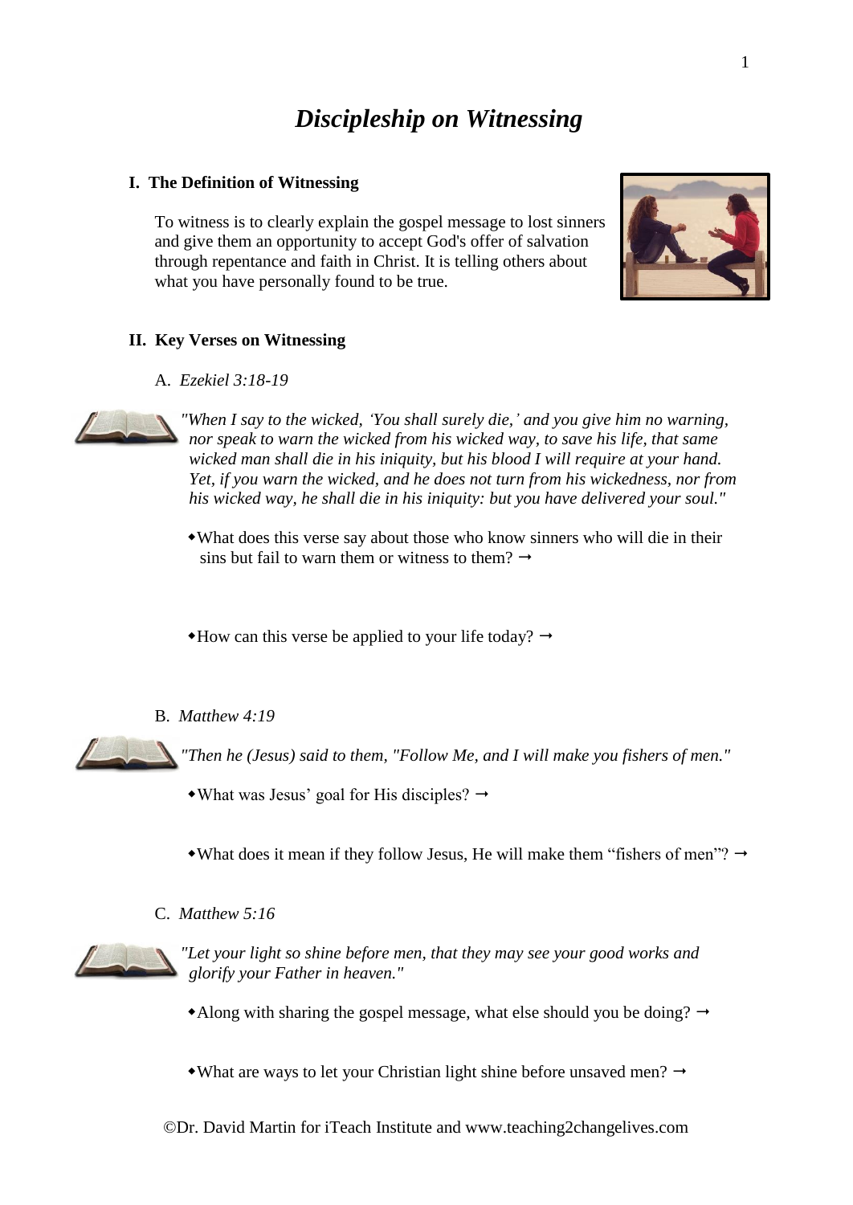# *Discipleship on Witnessing*

## I. The Definition of Witnessing

To witness is to clearly explain the gospel message to lost sinners and give them an opportunity to accept God's offer of salvation through repentance and faith in Christ. It is telling others about what you have personally found to be true.

## II. Key Verses on Witnessing

### A. *Ezekiel 3:18-19*

*"When I say to the wicked, 'You shall surely die,' and you give him no warning, nor speak to warn the wicked from his wicked way, to save his life, that same wicked man shall die in his iniquity, but his blood I will require at your hand. Yet, if you warn the wicked, and he does not turn from his wickedness, nor from his wicked way, he shall die in his iniquity: but you have delivered your soul."*

- What does this verse say about those who know sinners who will die in their sins but fail to warn them or witness to them? →

- How can this verse be applied to your life today? →

### B. *Matthew 4:19*

*"Then he (Jesus) said to them, "Follow Me, and I will make you fishers of men."*

- What was Jesus' goal for His disciples? →

- What does it mean if they follow Jesus, He will make them "fishers of men"? →

### C. *Matthew 5:16*

*"Let your light so shine before men, that they may see your good works and glorify your Father in heaven."*

- Along with sharing the gospel message, what else should you be doing? →

- What are ways to let your Christian light shine before unsaved men? →

©Dr. David Martin for iTeach Institute and www.teaching2changelives.com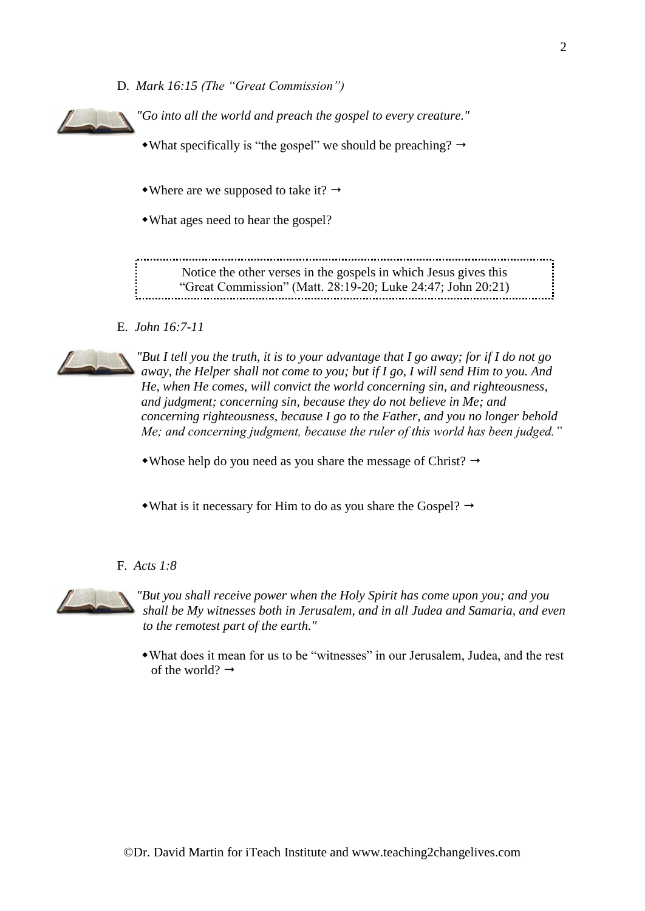D. *Mark 16:15 (The "Great Commission")*

*"Go into all the world and preach the gospel to every creature."*

- What specifically is "the gospel" we should be preaching? →

- Where are we supposed to take it? →

- What ages need to hear the gospel?

> Notice the other verses in the gospels in which Jesus gives this "Great Commission" (Matt. 28:19-20; Luke 24:47; John 20:21)

E. *John 16:7-11*

*"But I tell you the truth, it is to your advantage that I go away; for if I do not go away, the Helper shall not come to you; but if I go, I will send Him to you. And He, when He comes, will convict the world concerning sin, and righteousness, and judgment; concerning sin, because they do not believe in Me; and concerning righteousness, because I go to the Father, and you no longer behold Me; and concerning judgment, because the ruler of this world has been judged."*

- Whose help do you need as you share the message of Christ? →

- What is it necessary for Him to do as you share the Gospel? →

F. *Acts 1:8*

*"But you shall receive power when the Holy Spirit has come upon you; and you shall be My witnesses both in Jerusalem, and in all Judea and Samaria, and even to the remotest part of the earth."*

- What does it mean for us to be "witnesses" in our Jerusalem, Judea, and the rest of the world? →

©Dr. David Martin for iTeach Institute and www.teaching2changelives.com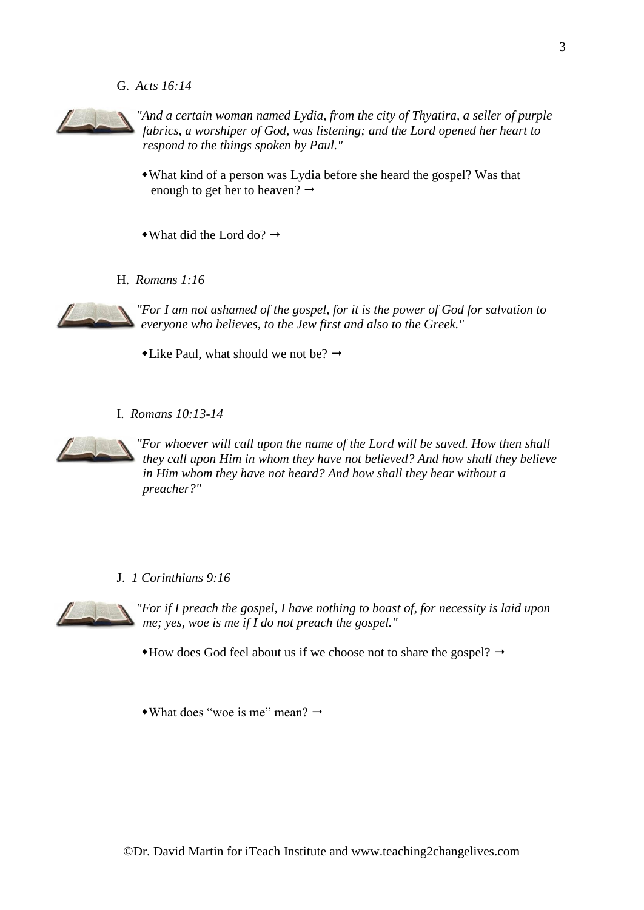G. *Acts 16:14*

*"And a certain woman named Lydia, from the city of Thyatira, a seller of purple fabrics, a worshiper of God, was listening; and the Lord opened her heart to respond to the things spoken by Paul."*

- What kind of a person was Lydia before she heard the gospel? Was that enough to get her to heaven? →

- What did the Lord do? →

H. *Romans 1:16*

*"For I am not ashamed of the gospel, for it is the power of God for salvation to everyone who believes, to the Jew first and also to the Greek."*

- Like Paul, what should we <u>not</u> be? →

I. *Romans 10:13-14*

*"For whoever will call upon the name of the Lord will be saved. How then shall they call upon Him in whom they have not believed? And how shall they believe in Him whom they have not heard? And how shall they hear without a preacher?"*

J. *1 Corinthians 9:16*

*"For if I preach the gospel, I have nothing to boast of, for necessity is laid upon me; yes, woe is me if I do not preach the gospel."*

- How does God feel about us if we choose not to share the gospel? →

- What does "woe is me" mean? →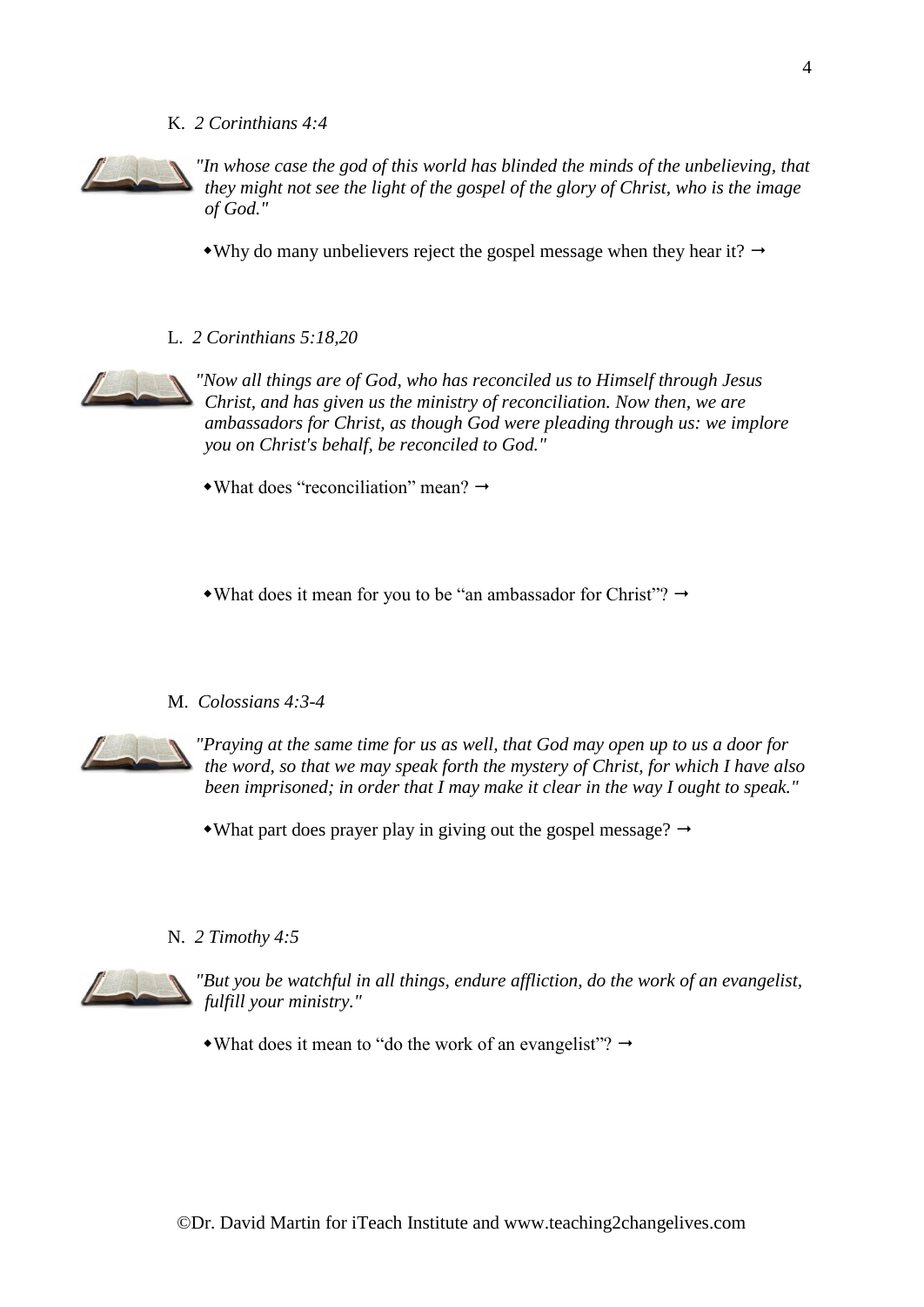K. *2 Corinthians 4:4*

*"In whose case the god of this world has blinded the minds of the unbelieving, that they might not see the light of the gospel of the glory of Christ, who is the image of God."*

- Why do many unbelievers reject the gospel message when they hear it? →

L. *2 Corinthians 5:18,20*

*"Now all things are of God, who has reconciled us to Himself through Jesus Christ, and has given us the ministry of reconciliation. Now then, we are ambassadors for Christ, as though God were pleading through us: we implore you on Christ's behalf, be reconciled to God."*

- What does "reconciliation" mean? →

- What does it mean for you to be "an ambassador for Christ"? →

M. *Colossians 4:3-4*

*"Praying at the same time for us as well, that God may open up to us a door for the word, so that we may speak forth the mystery of Christ, for which I have also been imprisoned; in order that I may make it clear in the way I ought to speak."*

- What part does prayer play in giving out the gospel message? →

N. *2 Timothy 4:5*

*"But you be watchful in all things, endure affliction, do the work of an evangelist, fulfill your ministry."*

- What does it mean to "do the work of an evangelist"? →

©Dr. David Martin for iTeach Institute and www.teaching2changelives.com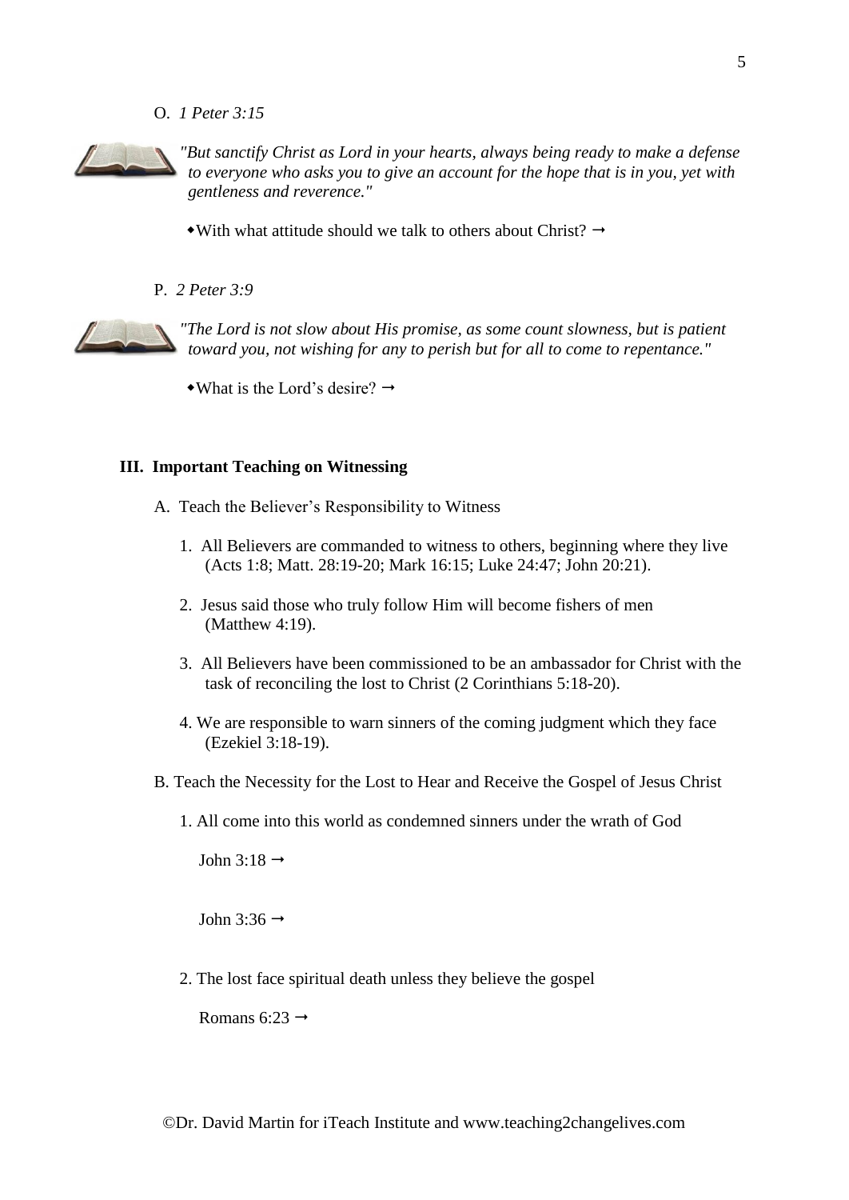O. *1 Peter 3:15*

*"But sanctify Christ as Lord in your hearts, always being ready to make a defense to everyone who asks you to give an account for the hope that is in you, yet with gentleness and reverence."*

- With what attitude should we talk to others about Christ? →

P. *2 Peter 3:9*

*"The Lord is not slow about His promise, as some count slowness, but is patient toward you, not wishing for any to perish but for all to come to repentance."*

- What is the Lord's desire? →

## III. Important Teaching on Witnessing

A. Teach the Believer's Responsibility to Witness

1. All Believers are commanded to witness to others, beginning where they live (Acts 1:8; Matt. 28:19-20; Mark 16:15; Luke 24:47; John 20:21).
2. Jesus said those who truly follow Him will become fishers of men (Matthew 4:19).
3. All Believers have been commissioned to be an ambassador for Christ with the task of reconciling the lost to Christ (2 Corinthians 5:18-20).
4. We are responsible to warn sinners of the coming judgment which they face (Ezekiel 3:18-19).

B. Teach the Necessity for the Lost to Hear and Receive the Gospel of Jesus Christ

1. All come into this world as condemned sinners under the wrath of God

   John 3:18 →

   John 3:36 →

2. The lost face spiritual death unless they believe the gospel

   Romans 6:23 →

©Dr. David Martin for iTeach Institute and www.teaching2changelives.com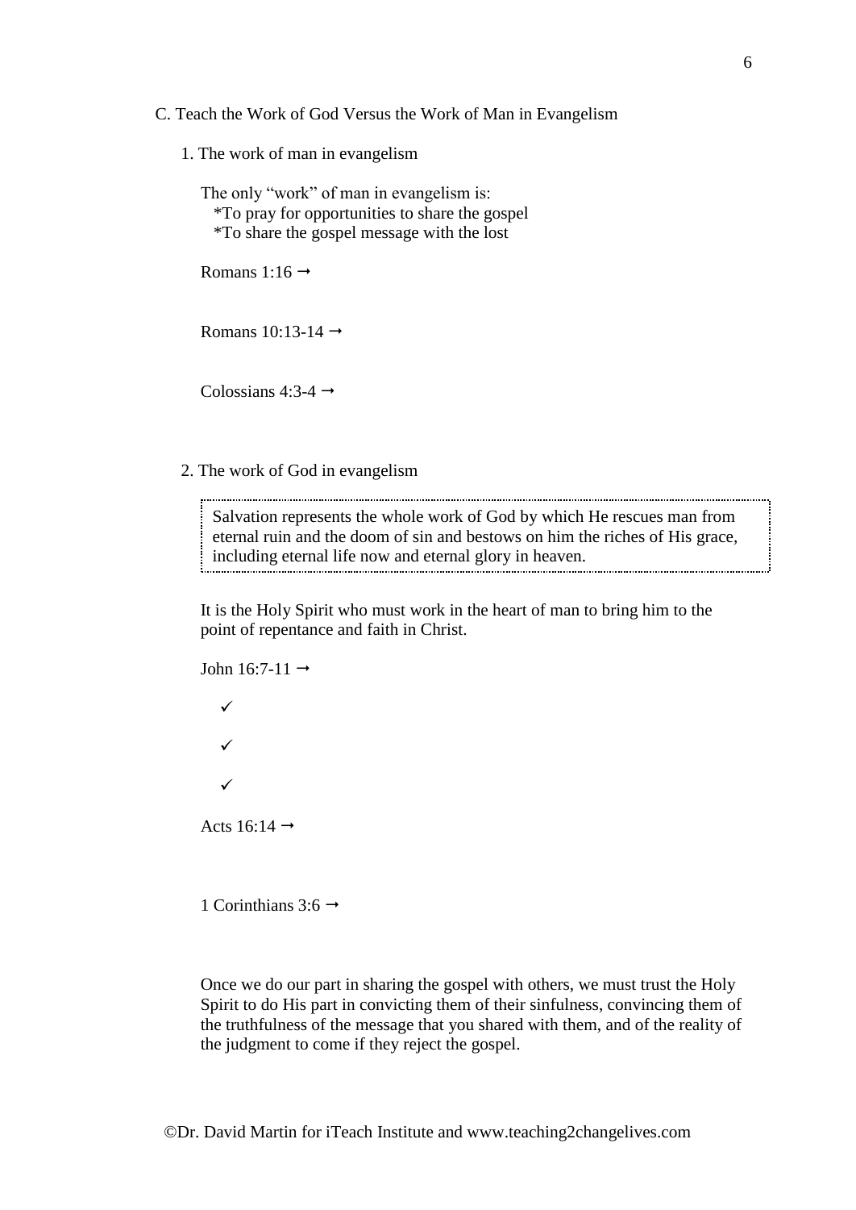### C. Teach the Work of God Versus the Work of Man in Evangelism

#### 1. The work of man in evangelism

The only "work" of man in evangelism is:
*To pray for opportunities to share the gospel
*To share the gospel message with the lost

Romans 1:16 →

Romans 10:13-14 →

Colossians 4:3-4 →

#### 2. The work of God in evangelism

> Salvation represents the whole work of God by which He rescues man from eternal ruin and the doom of sin and bestows on him the riches of His grace, including eternal life now and eternal glory in heaven.

It is the Holy Spirit who must work in the heart of man to bring him to the point of repentance and faith in Christ.

John 16:7-11 →

- ✓
- ✓
- ✓

Acts 16:14 →

1 Corinthians 3:6 →

Once we do our part in sharing the gospel with others, we must trust the Holy Spirit to do His part in convicting them of their sinfulness, convincing them of the truthfulness of the message that you shared with them, and of the reality of the judgment to come if they reject the gospel.

©Dr. David Martin for iTeach Institute and www.teaching2changelives.com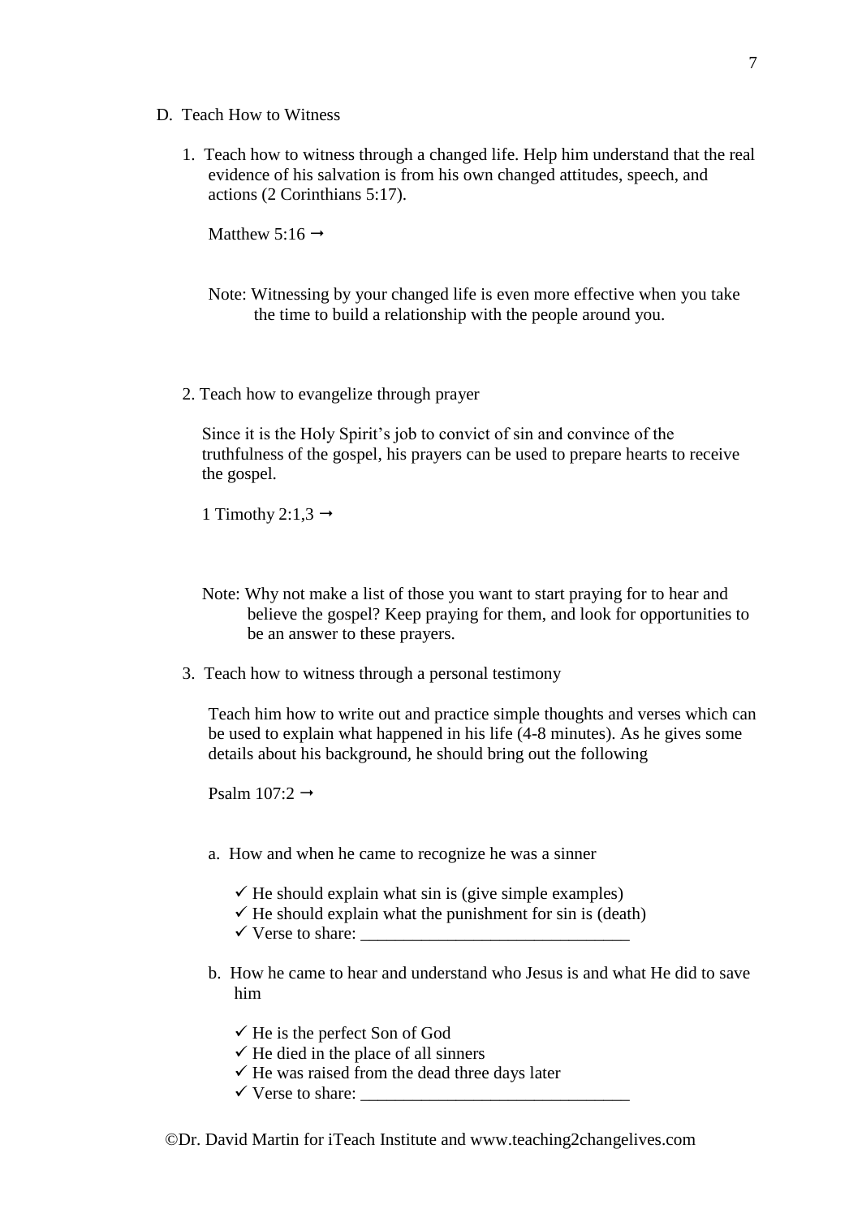D. Teach How to Witness

1. Teach how to witness through a changed life. Help him understand that the real evidence of his salvation is from his own changed attitudes, speech, and actions (2 Corinthians 5:17).

   Matthew 5:16 →

   Note: Witnessing by your changed life is even more effective when you take the time to build a relationship with the people around you.

2. Teach how to evangelize through prayer

   Since it is the Holy Spirit's job to convict of sin and convince of the truthfulness of the gospel, his prayers can be used to prepare hearts to receive the gospel.

   1 Timothy 2:1,3 →

   Note: Why not make a list of those you want to start praying for to hear and believe the gospel? Keep praying for them, and look for opportunities to be an answer to these prayers.

3. Teach how to witness through a personal testimony

   Teach him how to write out and practice simple thoughts and verses which can be used to explain what happened in his life (4-8 minutes). As he gives some details about his background, he should bring out the following

   Psalm 107:2 →

   a. How and when he came to recognize he was a sinner

      - ✓ He should explain what sin is (give simple examples)
      - ✓ He should explain what the punishment for sin is (death)
      - ✓ Verse to share: _______________________________

   b. How he came to hear and understand who Jesus is and what He did to save him

      - ✓ He is the perfect Son of God
      - ✓ He died in the place of all sinners
      - ✓ He was raised from the dead three days later
      - ✓ Verse to share: _______________________________

©Dr. David Martin for iTeach Institute and www.teaching2changelives.com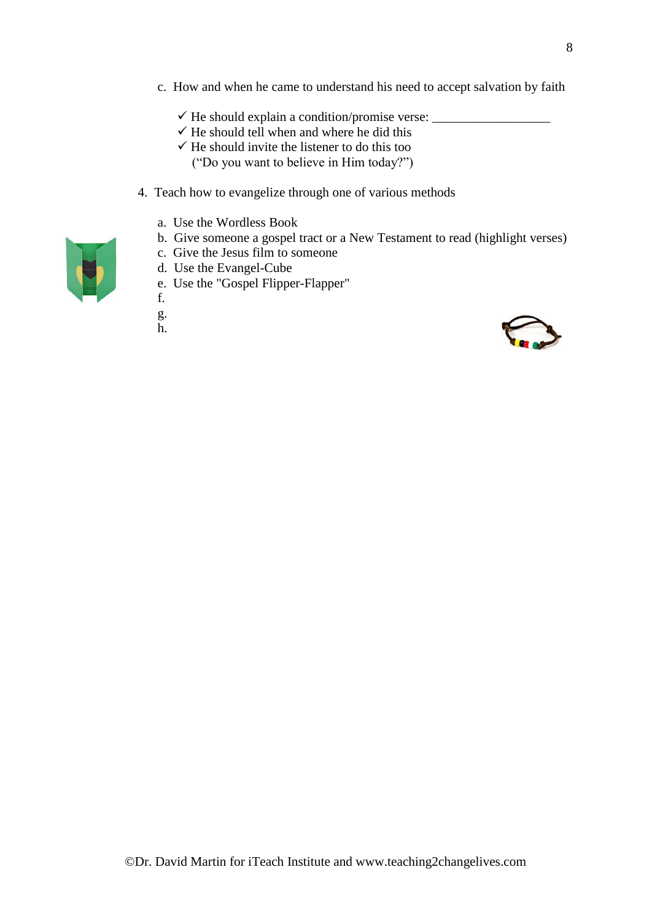c. How and when he came to understand his need to accept salvation by faith

- ✓ He should explain a condition/promise verse: ___________________
- ✓ He should tell when and where he did this
- ✓ He should invite the listener to do this too ("Do you want to believe in Him today?")

4. Teach how to evangelize through one of various methods

a. Use the Wordless Book
b. Give someone a gospel tract or a New Testament to read (highlight verses)
c. Give the Jesus film to someone
d. Use the Evangel-Cube
e. Use the "Gospel Flipper-Flapper"
f.
g.
h.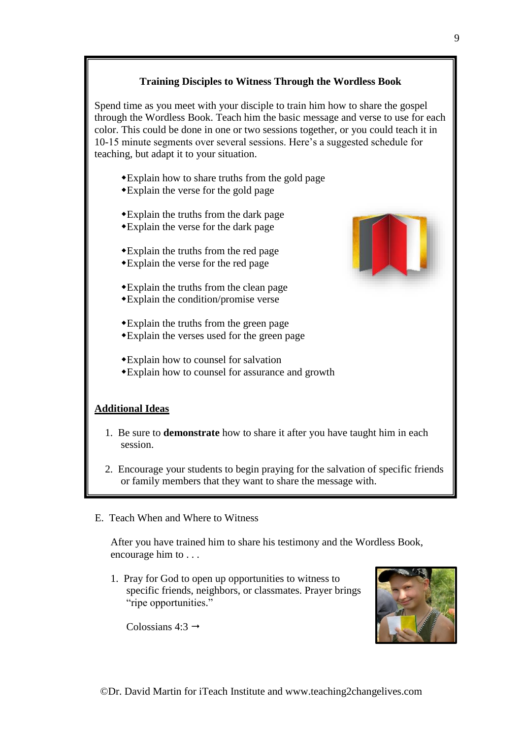### Training Disciples to Witness Through the Wordless Book

Spend time as you meet with your disciple to train him how to share the gospel through the Wordless Book. Teach him the basic message and verse to use for each color. This could be done in one or two sessions together, or you could teach it in 10-15 minute segments over several sessions. Here's a suggested schedule for teaching, but adapt it to your situation.

- Explain how to share truths from the gold page
- Explain the verse for the gold page

- Explain the truths from the dark page
- Explain the verse for the dark page

- Explain the truths from the red page
- Explain the verse for the red page

- Explain the truths from the clean page
- Explain the condition/promise verse

- Explain the truths from the green page
- Explain the verses used for the green page

- Explain how to counsel for salvation
- Explain how to counsel for assurance and growth

**Additional Ideas**

1. Be sure to **demonstrate** how to share it after you have taught him in each session.
2. Encourage your students to begin praying for the salvation of specific friends or family members that they want to share the message with.

E. Teach When and Where to Witness

After you have trained him to share his testimony and the Wordless Book, encourage him to . . .

1. Pray for God to open up opportunities to witness to specific friends, neighbors, or classmates. Prayer brings "ripe opportunities."

   Colossians 4:3 →

©Dr. David Martin for iTeach Institute and www.teaching2changelives.com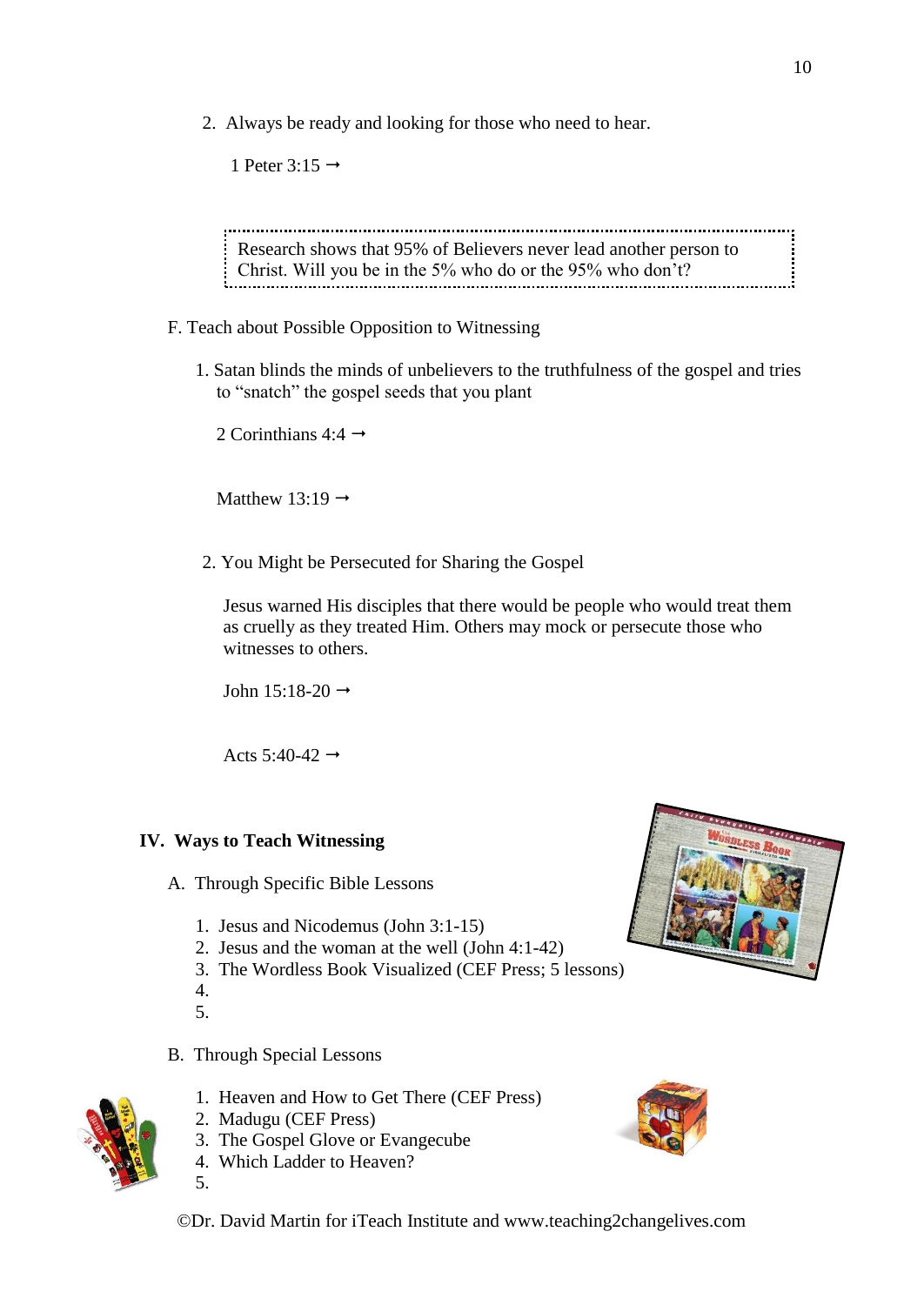2. Always be ready and looking for those who need to hear.

   1 Peter 3:15 →

> Research shows that 95% of Believers never lead another person to Christ. Will you be in the 5% who do or the 95% who don't?

F. Teach about Possible Opposition to Witnessing

1. Satan blinds the minds of unbelievers to the truthfulness of the gospel and tries to "snatch" the gospel seeds that you plant

   2 Corinthians 4:4 →

   Matthew 13:19 →

2. You Might be Persecuted for Sharing the Gospel

   Jesus warned His disciples that there would be people who would treat them as cruelly as they treated Him. Others may mock or persecute those who witnesses to others.

   John 15:18-20 →

   Acts 5:40-42 →

## IV. Ways to Teach Witnessing

A. Through Specific Bible Lessons

1. Jesus and Nicodemus (John 3:1-15)
2. Jesus and the woman at the well (John 4:1-42)
3. The Wordless Book Visualized (CEF Press; 5 lessons)
4. 
5. 

B. Through Special Lessons

1. Heaven and How to Get There (CEF Press)
2. Madugu (CEF Press)
3. The Gospel Glove or Evangecube
4. Which Ladder to Heaven?
5. 

©Dr. David Martin for iTeach Institute and www.teaching2changelives.com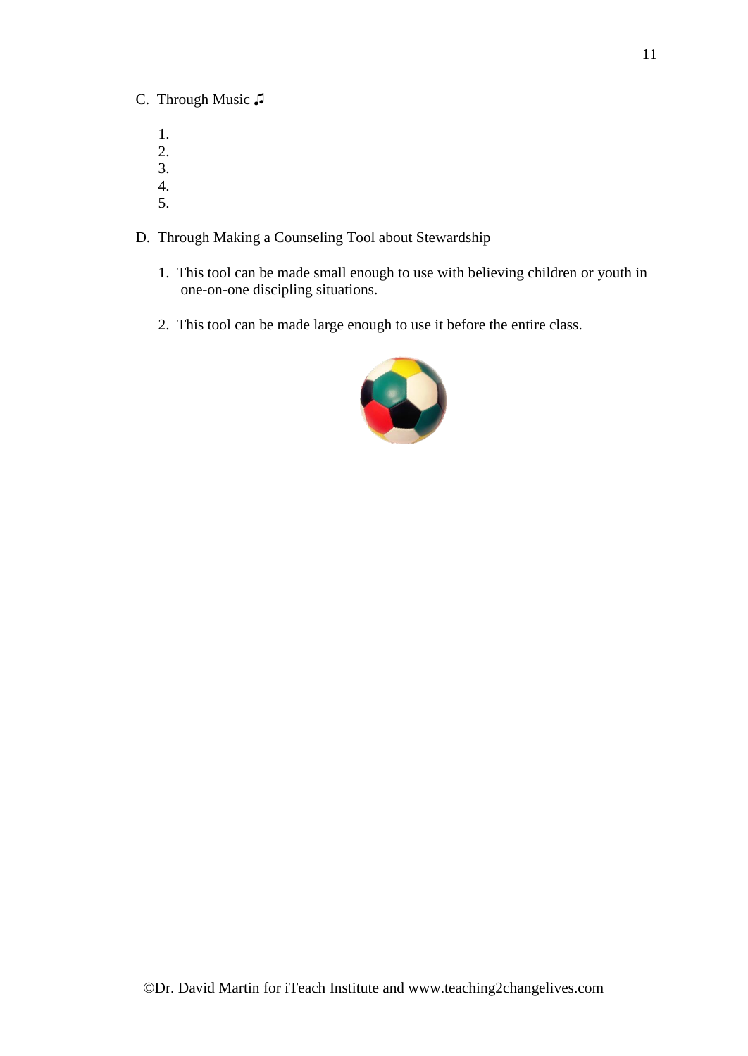C. Through Music ♫

1. 
2. 
3. 
4. 
5. 

D. Through Making a Counseling Tool about Stewardship

1. This tool can be made small enough to use with believing children or youth in one-on-one discipling situations.

2. This tool can be made large enough to use it before the entire class.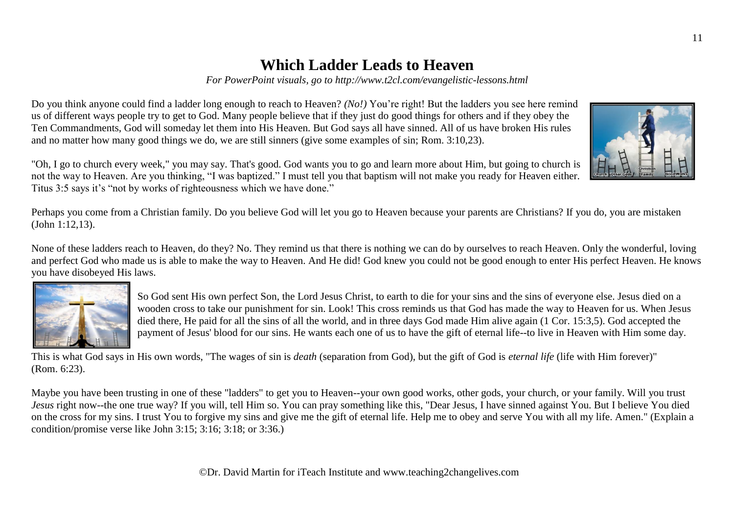# Which Ladder Leads to Heaven

*For PowerPoint visuals, go to http://www.t2cl.com/evangelistic-lessons.html*

Do you think anyone could find a ladder long enough to reach to Heaven? *(No!)* You're right! But the ladders you see here remind us of different ways people try to get to God. Many people believe that if they just do good things for others and if they obey the Ten Commandments, God will someday let them into His Heaven. But God says all have sinned. All of us have broken His rules and no matter how many good things we do, we are still sinners (give some examples of sin; Rom. 3:10,23).

"Oh, I go to church every week," you may say. That's good. God wants you to go and learn more about Him, but going to church is not the way to Heaven. Are you thinking, "I was baptized." I must tell you that baptism will not make you ready for Heaven either. Titus 3:5 says it's "not by works of righteousness which we have done."

Perhaps you come from a Christian family. Do you believe God will let you go to Heaven because your parents are Christians? If you do, you are mistaken (John 1:12,13).

None of these ladders reach to Heaven, do they? No. They remind us that there is nothing we can do by ourselves to reach Heaven. Only the wonderful, loving and perfect God who made us is able to make the way to Heaven. And He did! God knew you could not be good enough to enter His perfect Heaven. He knows you have disobeyed His laws.

So God sent His own perfect Son, the Lord Jesus Christ, to earth to die for your sins and the sins of everyone else. Jesus died on a wooden cross to take our punishment for sin. Look! This cross reminds us that God has made the way to Heaven for us. When Jesus died there, He paid for all the sins of all the world, and in three days God made Him alive again (1 Cor. 15:3,5). God accepted the payment of Jesus' blood for our sins. He wants each one of us to have the gift of eternal life--to live in Heaven with Him some day.

This is what God says in His own words, "The wages of sin is *death* (separation from God), but the gift of God is *eternal life* (life with Him forever)" (Rom. 6:23).

Maybe you have been trusting in one of these "ladders" to get you to Heaven--your own good works, other gods, your church, or your family. Will you trust *Jesus* right now--the one true way? If you will, tell Him so. You can pray something like this, "Dear Jesus, I have sinned against You. But I believe You died on the cross for my sins. I trust You to forgive my sins and give me the gift of eternal life. Help me to obey and serve You with all my life. Amen." (Explain a condition/promise verse like John 3:15; 3:16; 3:18; or 3:36.)

©Dr. David Martin for iTeach Institute and www.teaching2changelives.com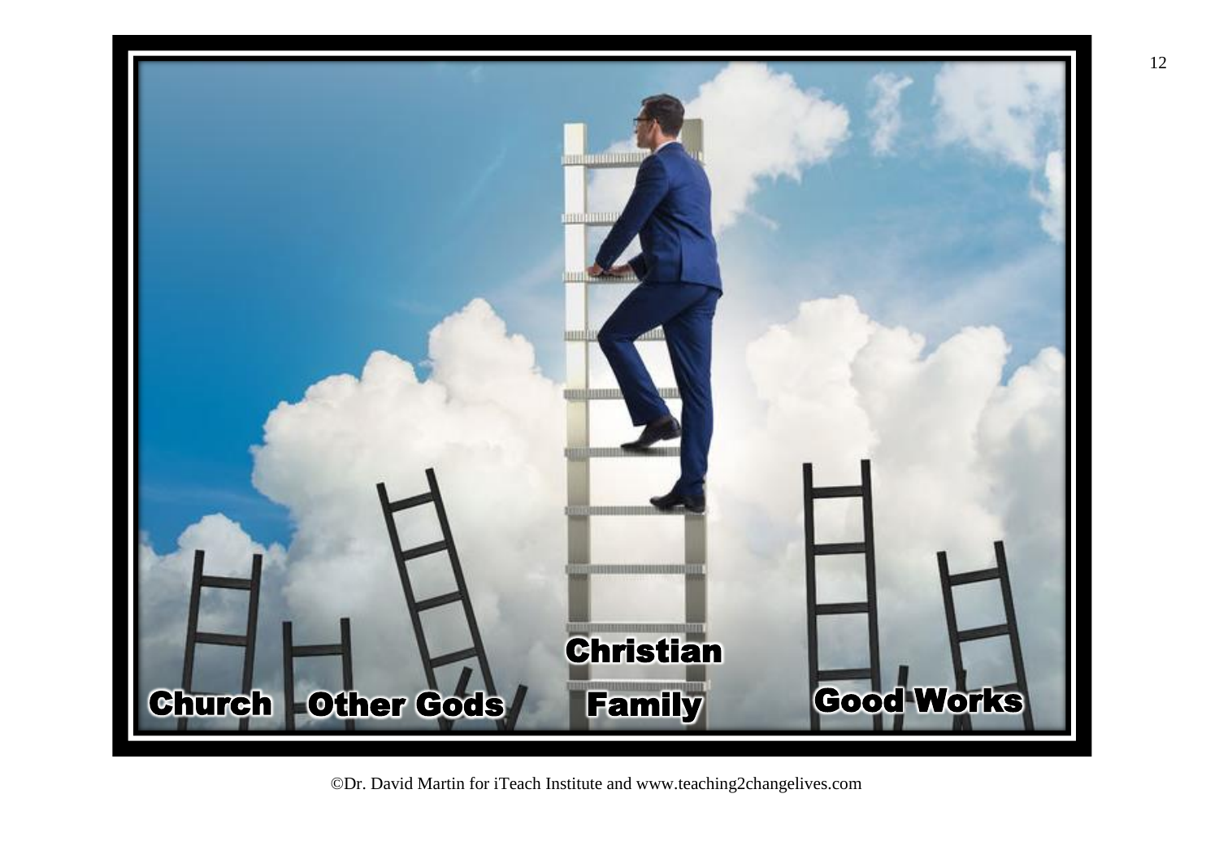Church Other Gods Christian Family Good Works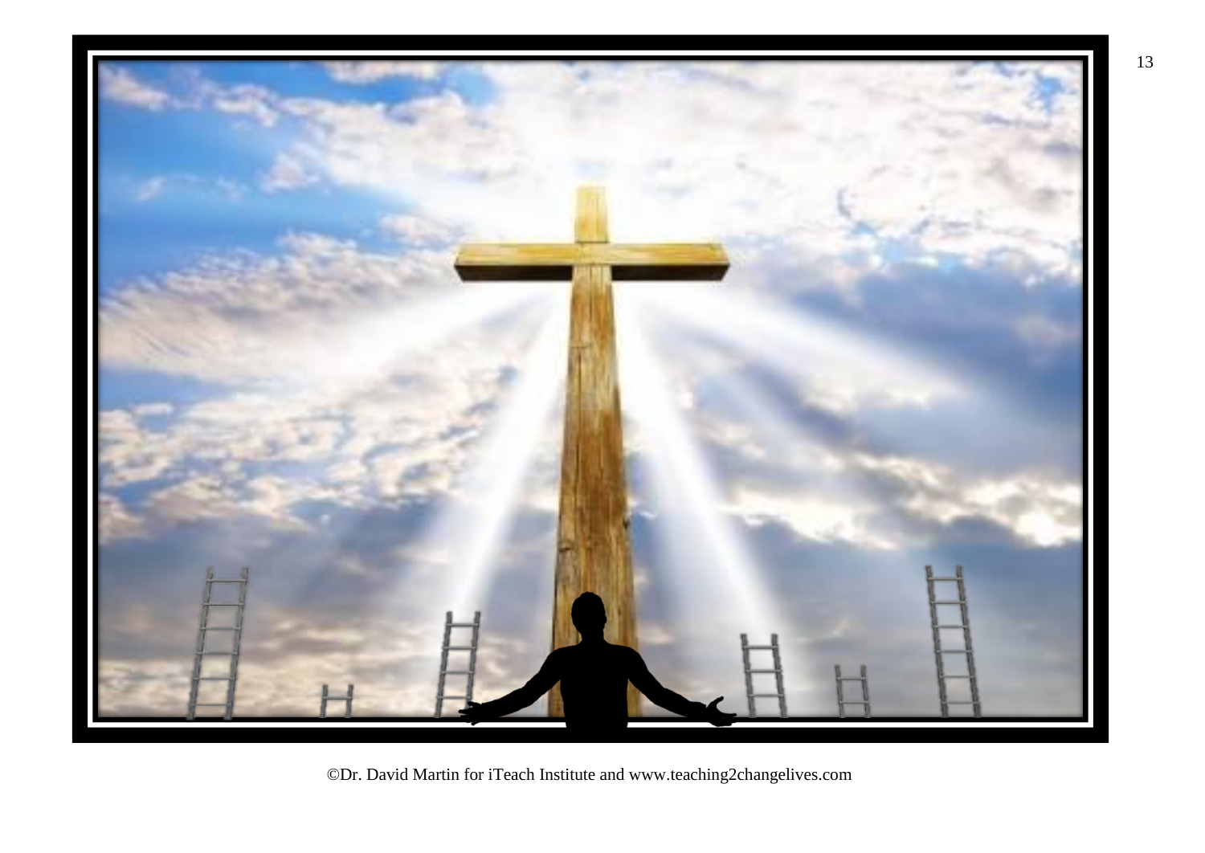©Dr. David Martin for iTeach Institute and www.teaching2changelives.com